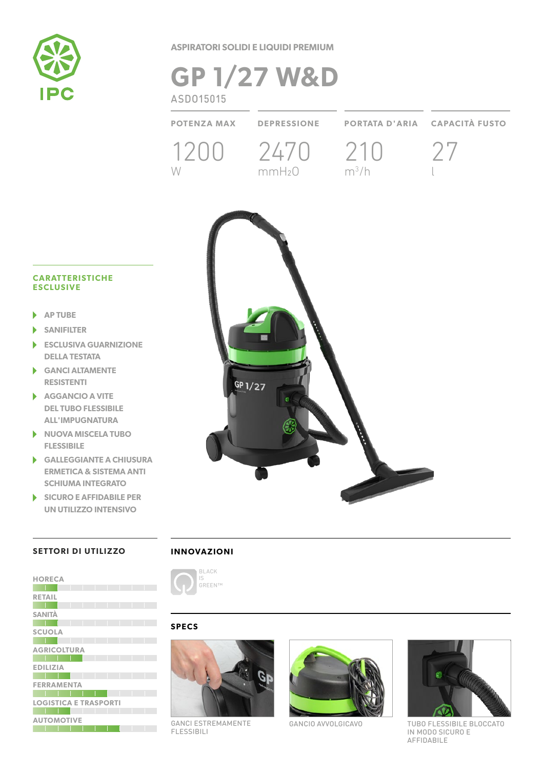IPC

ASPIRATORI SOLIDI E LIQUIDI PREMIUM

# GP 1/27 W&D

ASD015015

| POTENZA MAX | DEPRESSIONE | PORTATA D'ARIA | CAPACITÀ FUSTO |
|---|---|---|---|
| 1200 W | 2470 mm$H_2O$ | 210 $m^3/h$ | 27 l |

## CARATTERISTICHE ESCLUSIVE

- AP TUBE
- SANIFILTER
- ESCLUSIVA GUARNIZIONE DELLA TESTATA
- GANCI ALTAMENTE RESISTENTI
- AGGANCIO A VITE DEL TUBO FLESSIBILE ALL'IMPUGNATURA
- NUOVA MISCELA TUBO FLESSIBILE
- GALLEGGIANTE A CHIUSURA ERMETICA & SISTEMA ANTI SCHIUMA INTEGRATO
- SICURO E AFFIDABILE PER UN UTILIZZO INTENSIVO

## SETTORI DI UTILIZZO

- HORECA
- RETAIL
- SANITÀ
- SCUOLA
- AGRICOLTURA
- EDILIZIA
- FERRAMENTA
- LOGISTICA E TRASPORTI
- AUTOMOTIVE

## INNOVAZIONI

BLACK IS GREEN™

## SPECS

GANCI ESTREMAMENTE FLESSIBILI

GANCIO AVVOLGICAVO

TUBO FLESSIBILE BLOCCATO IN MODO SICURO E AFFIDABILE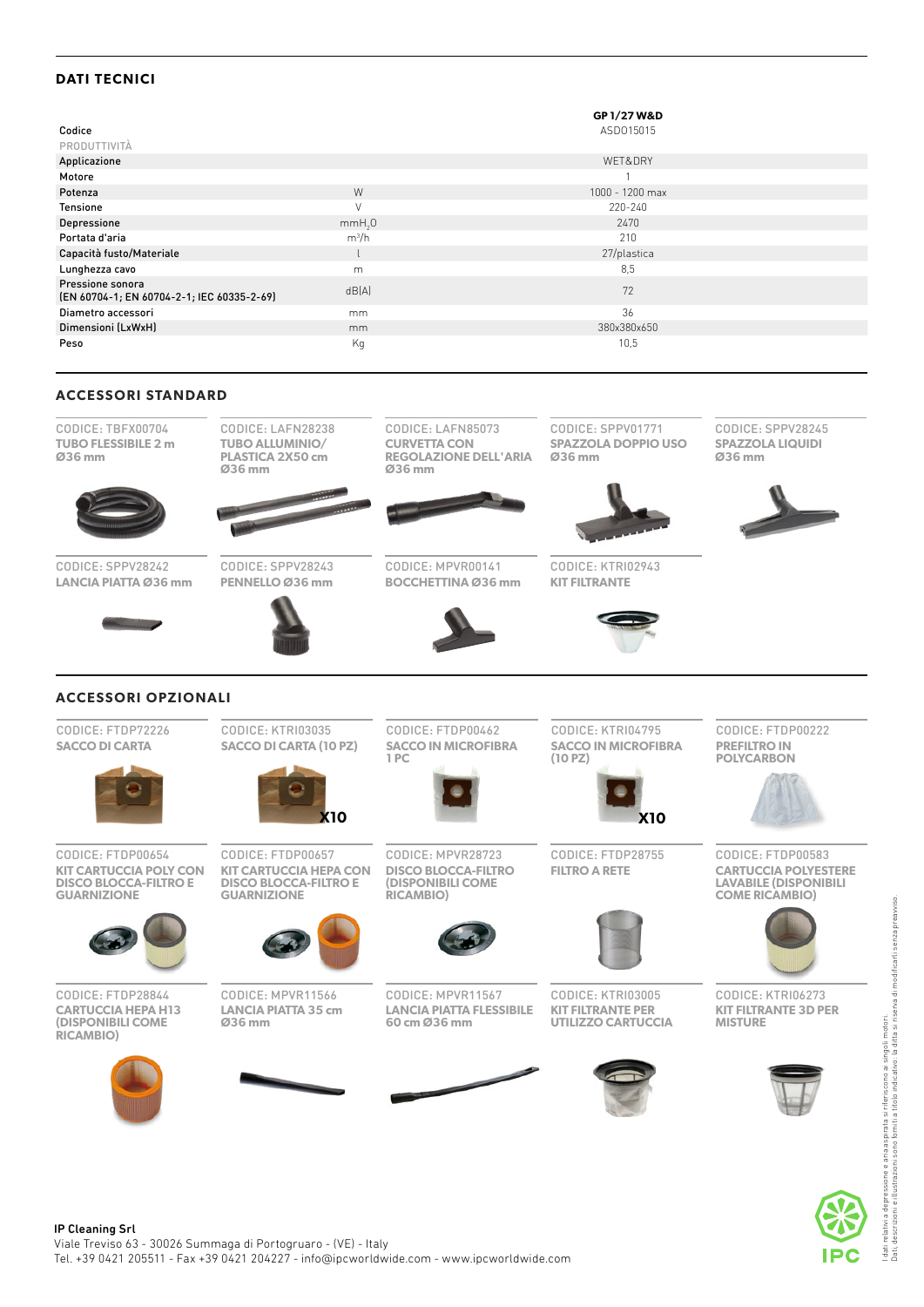## DATI TECNICI

| | | GP 1/27 W&D |
|---|---|---|
| Codice | | ASD015015 |
| PRODUTTIVITÀ | | |
| Applicazione | | WET&DRY |
| Motore | | 1 |
| Potenza | W | 1000 - 1200 max |
| Tensione | V | 220-240 |
| Depressione | $mmH_2O$ | 2470 |
| Portata d'aria | $m^3/h$ | 210 |
| Capacità fusto/Materiale | l | 27/plastica |
| Lunghezza cavo | m | 8,5 |
| Pressione sonora (EN 60704-1; EN 60704-2-1; IEC 60335-2-69) | dB(A) | 72 |
| Diametro accessori | mm | 36 |
| Dimensioni (LxWxH) | mm | 380x380x650 |
| Peso | Kg | 10,5 |

## ACCESSORI STANDARD

- CODICE: TBFX00704 — **TUBO FLESSIBILE 2 m Ø36 mm**
- CODICE: LAFN28238 — **TUBO ALLUMINIO/ PLASTICA 2X50 cm Ø36 mm**
- CODICE: LAFN85073 — **CURVETTA CON REGOLAZIONE DELL'ARIA Ø36 mm**
- CODICE: SPPV01771 — **SPAZZOLA DOPPIO USO Ø36 mm**
- CODICE: SPPV28245 — **SPAZZOLA LIQUIDI Ø36 mm**
- CODICE: SPPV28242 — **LANCIA PIATTA Ø36 mm**
- CODICE: SPPV28243 — **PENNELLO Ø36 mm**
- CODICE: MPVR00141 — **BOCCHETTINA Ø36 mm**
- CODICE: KTRI02943 — **KIT FILTRANTE**

## ACCESSORI OPZIONALI

- CODICE: FTDP72226 — **SACCO DI CARTA**
- CODICE: KTRI03035 — **SACCO DI CARTA (10 PZ)**
- CODICE: FTDP00462 — **SACCO IN MICROFIBRA 1 PC**
- CODICE: KTRI04795 — **SACCO IN MICROFIBRA (10 PZ)**
- CODICE: FTDP00222 — **PREFILTRO IN POLYCARBON**
- CODICE: FTDP00654 — **KIT CARTUCCIA POLY CON DISCO BLOCCA-FILTRO E GUARNIZIONE**
- CODICE: FTDP00657 — **KIT CARTUCCIA HEPA CON DISCO BLOCCA-FILTRO E GUARNIZIONE**
- CODICE: MPVR28723 — **DISCO BLOCCA-FILTRO (DISPONIBILI COME RICAMBIO)**
- CODICE: FTDP28755 — **FILTRO A RETE**
- CODICE: FTDP00583 — **CARTUCCIA POLYESTERE LAVABILE (DISPONIBILI COME RICAMBIO)**
- CODICE: FTDP28844 — **CARTUCCIA HEPA H13 (DISPONIBILI COME RICAMBIO)**
- CODICE: MPVR11566 — **LANCIA PIATTA 35 cm Ø36 mm**
- CODICE: MPVR11567 — **LANCIA PIATTA FLESSIBILE 60 cm Ø36 mm**
- CODICE: KTRI03005 — **KIT FILTRANTE PER UTILIZZO CARTUCCIA**
- CODICE: KTRI06273 — **KIT FILTRANTE 3D PER MISTURE**

I dati relativi a depressione e aria aspirata si riferiscono ai singoli motori.
Dati, descrizioni e illustrazioni sono forniti a titolo indicativo: la ditta si riserva di modificarli senza preavviso.

**IP Cleaning Srl**
Viale Treviso 63 - 30026 Summaga di Portogruaro - (VE) - Italy
Tel. +39 0421 205511 - Fax +39 0421 204227 - info@ipcworldwide.com - www.ipcworldwide.com

IPC